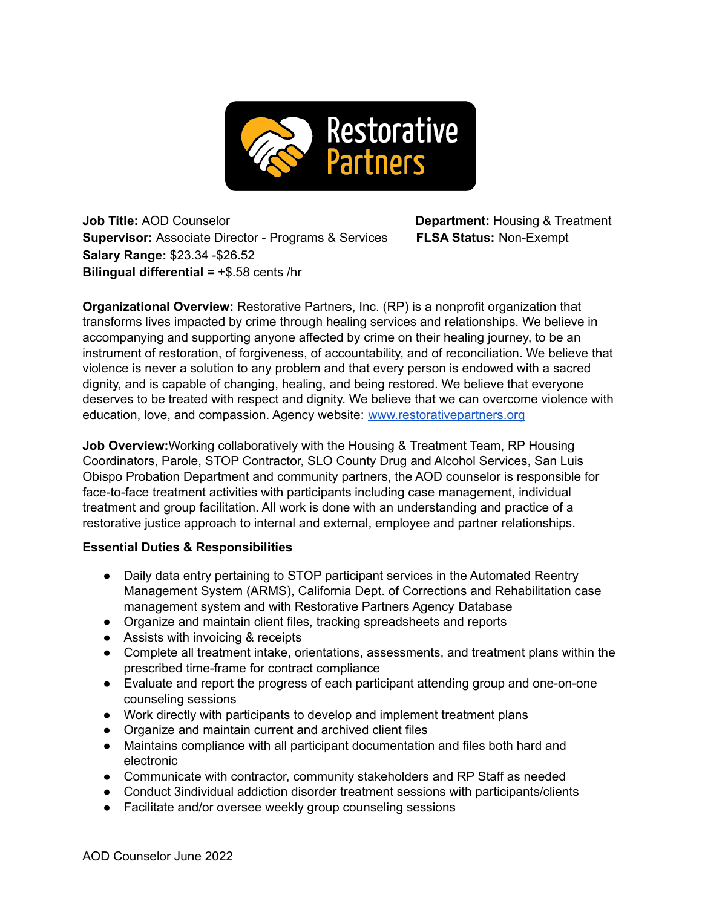**Job Title:** AOD Counselor
**Department:** Housing & Treatment
**Supervisor:** Associate Director - Programs & Services
**FLSA Status:** Non-Exempt
**Salary Range:** $23.34 -$26.52
**Bilingual differential =** +$.58 cents /hr

**Organizational Overview:** Restorative Partners, Inc. (RP) is a nonprofit organization that transforms lives impacted by crime through healing services and relationships. We believe in accompanying and supporting anyone affected by crime on their healing journey, to be an instrument of restoration, of forgiveness, of accountability, and of reconciliation. We believe that violence is never a solution to any problem and that every person is endowed with a sacred dignity, and is capable of changing, healing, and being restored. We believe that everyone deserves to be treated with respect and dignity. We believe that we can overcome violence with education, love, and compassion. Agency website: [www.restorativepartners.org](http://www.restorativepartners.org)

**Job Overview:**Working collaboratively with the Housing & Treatment Team, RP Housing Coordinators, Parole, STOP Contractor, SLO County Drug and Alcohol Services, San Luis Obispo Probation Department and community partners, the AOD counselor is responsible for face-to-face treatment activities with participants including case management, individual treatment and group facilitation. All work is done with an understanding and practice of a restorative justice approach to internal and external, employee and partner relationships.

**Essential Duties & Responsibilities**

- Daily data entry pertaining to STOP participant services in the Automated Reentry Management System (ARMS), California Dept. of Corrections and Rehabilitation case management system and with Restorative Partners Agency Database
- Organize and maintain client files, tracking spreadsheets and reports
- Assists with invoicing & receipts
- Complete all treatment intake, orientations, assessments, and treatment plans within the prescribed time-frame for contract compliance
- Evaluate and report the progress of each participant attending group and one-on-one counseling sessions
- Work directly with participants to develop and implement treatment plans
- Organize and maintain current and archived client files
- Maintains compliance with all participant documentation and files both hard and electronic
- Communicate with contractor, community stakeholders and RP Staff as needed
- Conduct 3individual addiction disorder treatment sessions with participants/clients
- Facilitate and/or oversee weekly group counseling sessions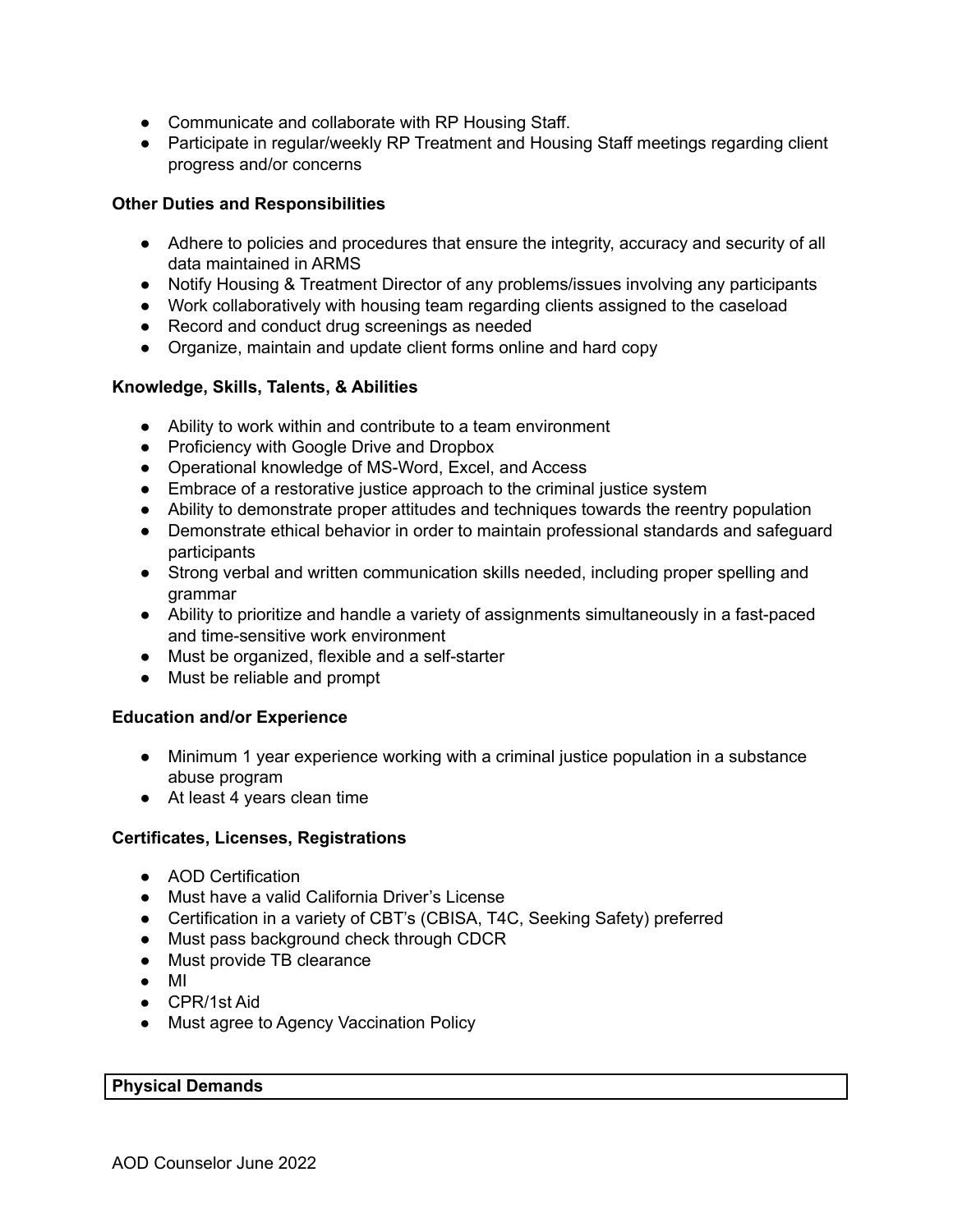- Communicate and collaborate with RP Housing Staff.
- Participate in regular/weekly RP Treatment and Housing Staff meetings regarding client progress and/or concerns

**Other Duties and Responsibilities**

- Adhere to policies and procedures that ensure the integrity, accuracy and security of all data maintained in ARMS
- Notify Housing & Treatment Director of any problems/issues involving any participants
- Work collaboratively with housing team regarding clients assigned to the caseload
- Record and conduct drug screenings as needed
- Organize, maintain and update client forms online and hard copy

**Knowledge, Skills, Talents, & Abilities**

- Ability to work within and contribute to a team environment
- Proficiency with Google Drive and Dropbox
- Operational knowledge of MS-Word, Excel, and Access
- Embrace of a restorative justice approach to the criminal justice system
- Ability to demonstrate proper attitudes and techniques towards the reentry population
- Demonstrate ethical behavior in order to maintain professional standards and safeguard participants
- Strong verbal and written communication skills needed, including proper spelling and grammar
- Ability to prioritize and handle a variety of assignments simultaneously in a fast-paced and time-sensitive work environment
- Must be organized, flexible and a self-starter
- Must be reliable and prompt

**Education and/or Experience**

- Minimum 1 year experience working with a criminal justice population in a substance abuse program
- At least 4 years clean time

**Certificates, Licenses, Registrations**

- AOD Certification
- Must have a valid California Driver's License
- Certification in a variety of CBT's (CBISA, T4C, Seeking Safety) preferred
- Must pass background check through CDCR
- Must provide TB clearance
- MI
- CPR/1st Aid
- Must agree to Agency Vaccination Policy

| **Physical Demands** |
|---|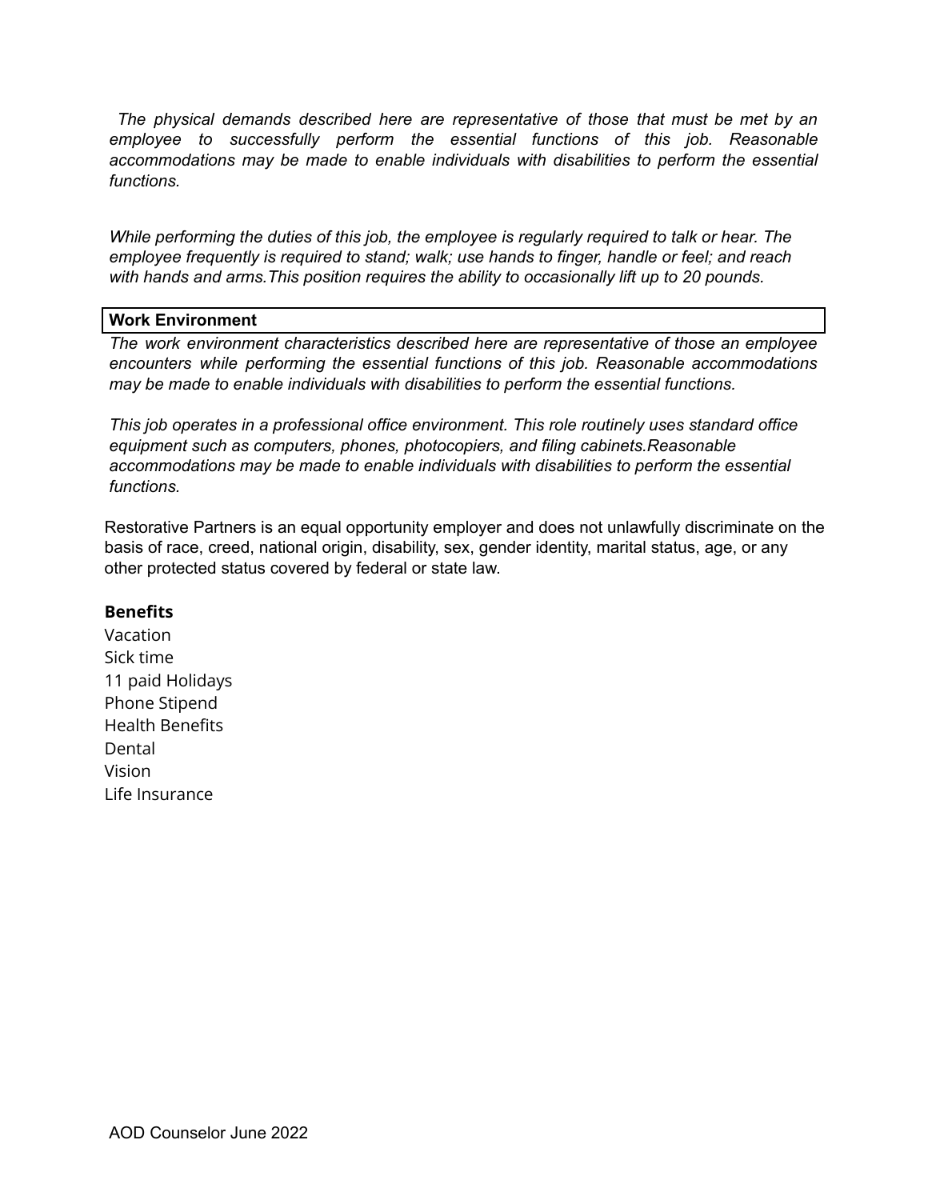*The physical demands described here are representative of those that must be met by an employee to successfully perform the essential functions of this job. Reasonable accommodations may be made to enable individuals with disabilities to perform the essential functions.*

*While performing the duties of this job, the employee is regularly required to talk or hear. The employee frequently is required to stand; walk; use hands to finger, handle or feel; and reach with hands and arms.This position requires the ability to occasionally lift up to 20 pounds.*

**Work Environment**

*The work environment characteristics described here are representative of those an employee encounters while performing the essential functions of this job. Reasonable accommodations may be made to enable individuals with disabilities to perform the essential functions.*

*This job operates in a professional office environment. This role routinely uses standard office equipment such as computers, phones, photocopiers, and filing cabinets.Reasonable accommodations may be made to enable individuals with disabilities to perform the essential functions.*

Restorative Partners is an equal opportunity employer and does not unlawfully discriminate on the basis of race, creed, national origin, disability, sex, gender identity, marital status, age, or any other protected status covered by federal or state law.

**Benefits**

Vacation
Sick time
11 paid Holidays
Phone Stipend
Health Benefits
Dental
Vision
Life Insurance